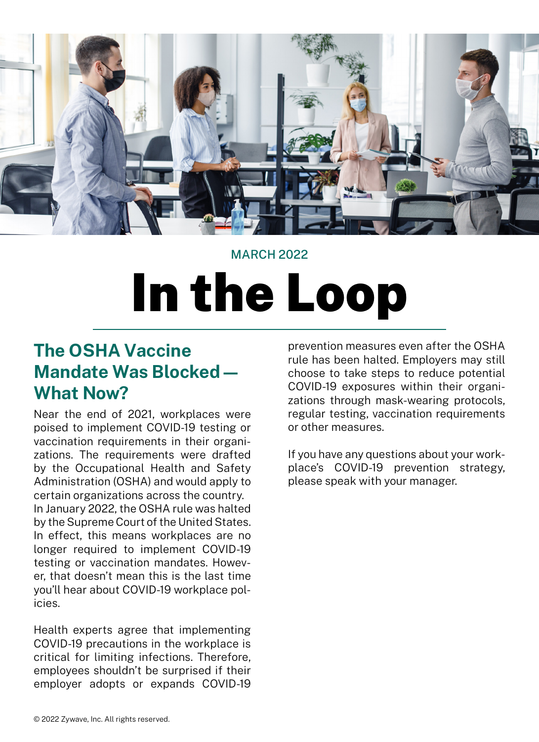MARCH 2022

# In the Loop

## The OSHA Vaccine Mandate Was Blocked — What Now?

Near the end of 2021, workplaces were poised to implement COVID-19 testing or vaccination requirements in their organizations. The requirements were drafted by the Occupational Health and Safety Administration (OSHA) and would apply to certain organizations across the country.
In January 2022, the OSHA rule was halted by the Supreme Court of the United States. In effect, this means workplaces are no longer required to implement COVID-19 testing or vaccination mandates. However, that doesn't mean this is the last time you'll hear about COVID-19 workplace policies.

Health experts agree that implementing COVID-19 precautions in the workplace is critical for limiting infections. Therefore, employees shouldn't be surprised if their employer adopts or expands COVID-19 prevention measures even after the OSHA rule has been halted. Employers may still choose to take steps to reduce potential COVID-19 exposures within their organizations through mask-wearing protocols, regular testing, vaccination requirements or other measures.

If you have any questions about your workplace's COVID-19 prevention strategy, please speak with your manager.

© 2022 Zywave, Inc. All rights reserved.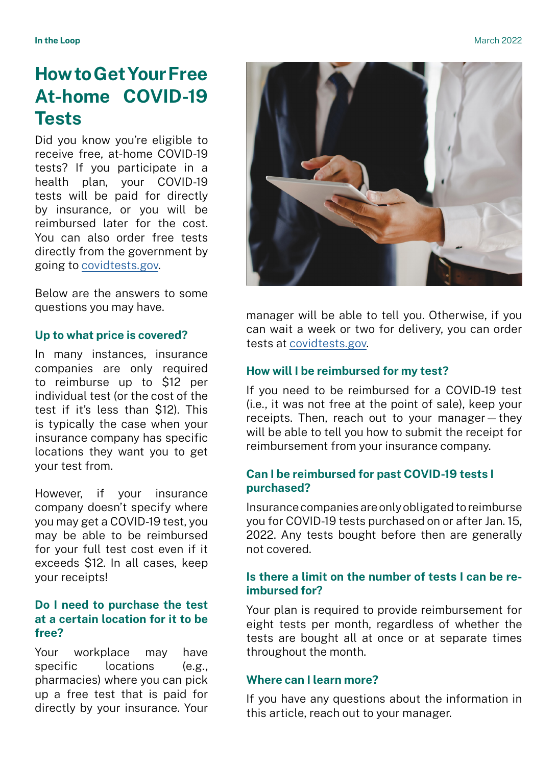# How to Get Your Free At-home COVID-19 Tests

Did you know you're eligible to receive free, at-home COVID-19 tests? If you participate in a health plan, your COVID-19 tests will be paid for directly by insurance, or you will be reimbursed later for the cost. You can also order free tests directly from the government by going to [covidtests.gov](https://covidtests.gov).

Below are the answers to some questions you may have.

### Up to what price is covered?

In many instances, insurance companies are only required to reimburse up to $12 per individual test (or the cost of the test if it's less than $12). This is typically the case when your insurance company has specific locations they want you to get your test from.

However, if your insurance company doesn't specify where you may get a COVID-19 test, you may be able to be reimbursed for your full test cost even if it exceeds $12. In all cases, keep your receipts!

### Do I need to purchase the test at a certain location for it to be free?

Your workplace may have specific locations (e.g., pharmacies) where you can pick up a free test that is paid for directly by your insurance. Your manager will be able to tell you. Otherwise, if you can wait a week or two for delivery, you can order tests at [covidtests.gov](https://covidtests.gov).

### How will I be reimbursed for my test?

If you need to be reimbursed for a COVID-19 test (i.e., it was not free at the point of sale), keep your receipts. Then, reach out to your manager — they will be able to tell you how to submit the receipt for reimbursement from your insurance company.

### Can I be reimbursed for past COVID-19 tests I purchased?

Insurance companies are only obligated to reimburse you for COVID-19 tests purchased on or after Jan. 15, 2022. Any tests bought before then are generally not covered.

### Is there a limit on the number of tests I can be reimbursed for?

Your plan is required to provide reimbursement for eight tests per month, regardless of whether the tests are bought all at once or at separate times throughout the month.

### Where can I learn more?

If you have any questions about the information in this article, reach out to your manager.